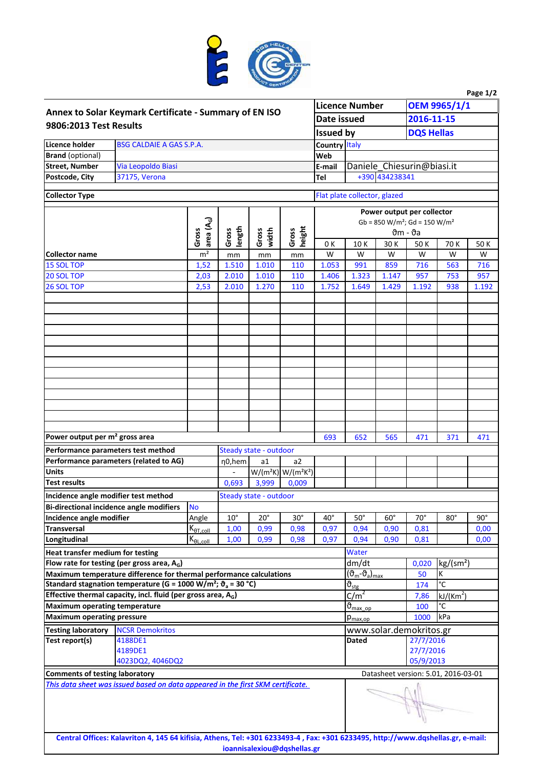## Annex to Solar Keymark Certificate - Summary of EN ISO 9806:2013 Test Results

| Licence Number | OEM 9965/1/1 |
|---|---|
| Date issued | 2016-11-15 |
| Issued by | DQS Hellas |

| | |
|---|---|
| **Licence holder** | BSG CALDAIE A GAS S.P.A. |
| **Brand** (optional) | |
| **Street, Number** | Via Leopoldo Biasi |
| **Postcode, City** | 37175, Verona |
| **Country** | Italy |
| **Web** | |
| **E-mail** | Daniele_Chiesurin@biasi.it |
| **Tel** | +390 434238341 |

**Collector Type:** Flat plate collector, glazed

| Collector name | Gross area ($A_G$) | Gross length | Gross width | Gross height | Power output per collector Gb = 850 W/m²; Gd = 150 W/m² $\vartheta m - \vartheta a$ 0 K | 10 K | 30 K | 50 K | 70 K | 50 K |
|---|---|---|---|---|---|---|---|---|---|---|
| | m² | mm | mm | mm | W | W | W | W | W | W |
| 15 SOL TOP | 1,52 | 1.510 | 1.010 | 110 | 1.053 | 991 | 859 | 716 | 563 | 716 |
| 20 SOL TOP | 2,03 | 2.010 | 1.010 | 110 | 1.406 | 1.323 | 1.147 | 957 | 753 | 957 |
| 26 SOL TOP | 2,53 | 2.010 | 1.270 | 110 | 1.752 | 1.649 | 1.429 | 1.192 | 938 | 1.192 |
| **Power output per m² gross area** | | | | | 693 | 652 | 565 | 471 | 371 | 471 |

| | | | |
|---|---|---|---|
| **Performance parameters test method** | Steady state - outdoor | | |
| **Performance parameters (related to AG)** | $\eta 0,hem$ | a1 | a2 |
| **Units** | - | W/(m²K) | W/(m²K²) |
| **Test results** | 0,693 | 3,999 | 0,009 |

**Incidence angle modifier test method:** Steady state - outdoor

**Bi-directional incidence angle modifiers:** No

| Incidence angle modifier | Angle | 10° | 20° | 30° | 40° | 50° | 60° | 70° | 80° | 90° |
|---|---|---|---|---|---|---|---|---|---|---|
| **Transversal** | $K_{\theta T,coll}$ | 1,00 | 0,99 | 0,98 | 0,97 | 0,94 | 0,90 | 0,81 | | 0,00 |
| **Longitudinal** | $K_{\theta L,coll}$ | 1,00 | 0,99 | 0,98 | 0,97 | 0,94 | 0,90 | 0,81 | | 0,00 |

| | | | |
|---|---|---|---|
| **Heat transfer medium for testing** | Water | | |
| **Flow rate for testing (per gross area, $A_G$)** | dm/dt | 0,020 | kg/(sm²) |
| **Maximum temperature difference for thermal performance calculations** | $(\vartheta_m-\vartheta_a)_{max}$ | 50 | K |
| **Standard stagnation temperature (G = 1000 W/m²; $\vartheta_a$ = 30 °C)** | $\vartheta_{stg}$ | 174 | °C |
| **Effective thermal capacity, incl. fluid (per gross area, $A_G$)** | C/m² | 7,86 | kJ/(Km²) |
| **Maximum operating temperature** | $\vartheta_{max\_op}$ | 100 | °C |
| **Maximum operating pressure** | $p_{max,op}$ | 1000 | kPa |

| | | | |
|---|---|---|---|
| **Testing laboratory** | NCSR Demokritos | www.solar.demokritos.gr | |
| **Test report(s)** | 4188DE1 | **Dated** | 27/7/2016 |
| | 4189DE1 | | 27/7/2016 |
| | 4023DQ2, 4046DQ2 | | 05/9/2013 |

**Comments of testing laboratory**

Datasheet version: 5.01, 2016-03-01

*This data sheet was issued based on data appeared in the first SKM certificate.*

**Central Offices: Kalavriton 4, 145 64 kifisia, Athens, Tel: +301 6233493-4 , Fax: +301 6233495, http://www.dqshellas.gr, e-mail: ioannisalexiou@dqshellas.gr**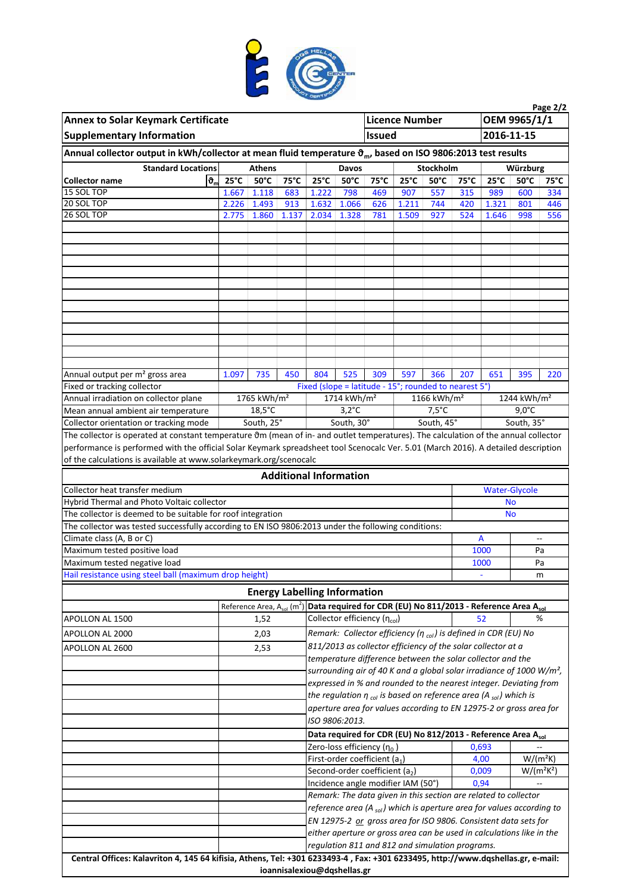| Annex to Solar Keymark Certificate | Licence Number | OEM 9965/1/1 |
|---|---|---|
| Supplementary Information | Issued | 2016-11-15 |

**Annual collector output in kWh/collector at mean fluid temperature $\vartheta_m$, based on ISO 9806:2013 test results**

| Standard Locations | Athens | | | Davos | | | Stockholm | | | Würzburg | | |
|---|---|---|---|---|---|---|---|---|---|---|---|---|
| Collector name / $\vartheta_m$ | 25°C | 50°C | 75°C | 25°C | 50°C | 75°C | 25°C | 50°C | 75°C | 25°C | 50°C | 75°C |
| 15 SOL TOP | 1.667 | 1.118 | 683 | 1.222 | 798 | 469 | 907 | 557 | 315 | 989 | 600 | 334 |
| 20 SOL TOP | 2.226 | 1.493 | 913 | 1.632 | 1.066 | 626 | 1.211 | 744 | 420 | 1.321 | 801 | 446 |
| 26 SOL TOP | 2.775 | 1.860 | 1.137 | 2.034 | 1.328 | 781 | 1.509 | 927 | 524 | 1.646 | 998 | 556 |
| Annual output per m² gross area | 1.097 | 735 | 450 | 804 | 525 | 309 | 597 | 366 | 207 | 651 | 395 | 220 |
| Fixed or tracking collector | Fixed (slope = latitude - 15°; rounded to nearest 5°) | | | | | | | | | | | |
| Annual irradiation on collector plane | 1765 kWh/m² | | | 1714 kWh/m² | | | 1166 kWh/m² | | | 1244 kWh/m² | | |
| Mean annual ambient air temperature | 18,5°C | | | 3,2°C | | | 7,5°C | | | 9,0°C | | |
| Collector orientation or tracking mode | South, 25° | | | South, 30° | | | South, 45° | | | South, 35° | | |

The collector is operated at constant temperature ϑm (mean of in- and outlet temperatures). The calculation of the annual collector performance is performed with the official Solar Keymark spreadsheet tool Scenocalc Ver. 5.01 (March 2016). A detailed description of the calculations is available at www.solarkeymark.org/scenocalc

## Additional Information

| | | |
|---|---|---|
| Collector heat transfer medium | Water-Glycole | |
| Hybrid Thermal and Photo Voltaic collector | No | |
| The collector is deemed to be suitable for roof integration | No | |
| The collector was tested successfully according to EN ISO 9806:2013 under the following conditions: | | |
| Climate class (A, B or C) | A | -- |
| Maximum tested positive load | 1000 | Pa |
| Maximum tested negative load | 1000 | Pa |
| Hail resistance using steel ball (maximum drop height) | - | m |

## Energy Labelling Information

| | Reference Area, $A_{sol}$ (m²) | Data required for CDR (EU) No 811/2013 - Reference Area $A_{sol}$ | | |
|---|---|---|---|---|
| APOLLON AL 1500 | 1,52 | Collector efficiency ($\eta_{col}$) | 52 | % |
| APOLLON AL 2000 | 2,03 | | | |
| APOLLON AL 2600 | 2,53 | | | |

*Remark: Collector efficiency ($\eta_{col}$) is defined in CDR (EU) No 811/2013 as collector efficiency of the solar collector at a temperature difference between the solar collector and the surrounding air of 40 K and a global solar irradiance of 1000 W/m², expressed in % and rounded to the nearest integer. Deviating from the regulation $\eta_{col}$ is based on reference area ($A_{sol}$) which is aperture area for values according to EN 12975-2 or gross area for ISO 9806:2013.*

| Data required for CDR (EU) No 812/2013 - Reference Area $A_{sol}$ | | |
|---|---|---|
| Zero-loss efficiency ($\eta_0$) | 0,693 | -- |
| First-order coefficient ($a_1$) | 4,00 | W/(m²K) |
| Second-order coefficient ($a_2$) | 0,009 | W/(m²K²) |
| Incidence angle modifier IAM (50°) | 0,94 | -- |

*Remark: The data given in this section are related to collector reference area ($A_{sol}$) which is aperture area for values according to EN 12975-2 or gross area for ISO 9806. Consistent data sets for either aperture or gross area can be used in calculations like in the regulation 811 and 812 and simulation programs.*

**Central Offices: Kalavriton 4, 145 64 kifisia, Athens, Tel: +301 6233493-4 , Fax: +301 6233495, http://www.dqshellas.gr, e-mail: ioannisalexiou@dqshellas.gr**